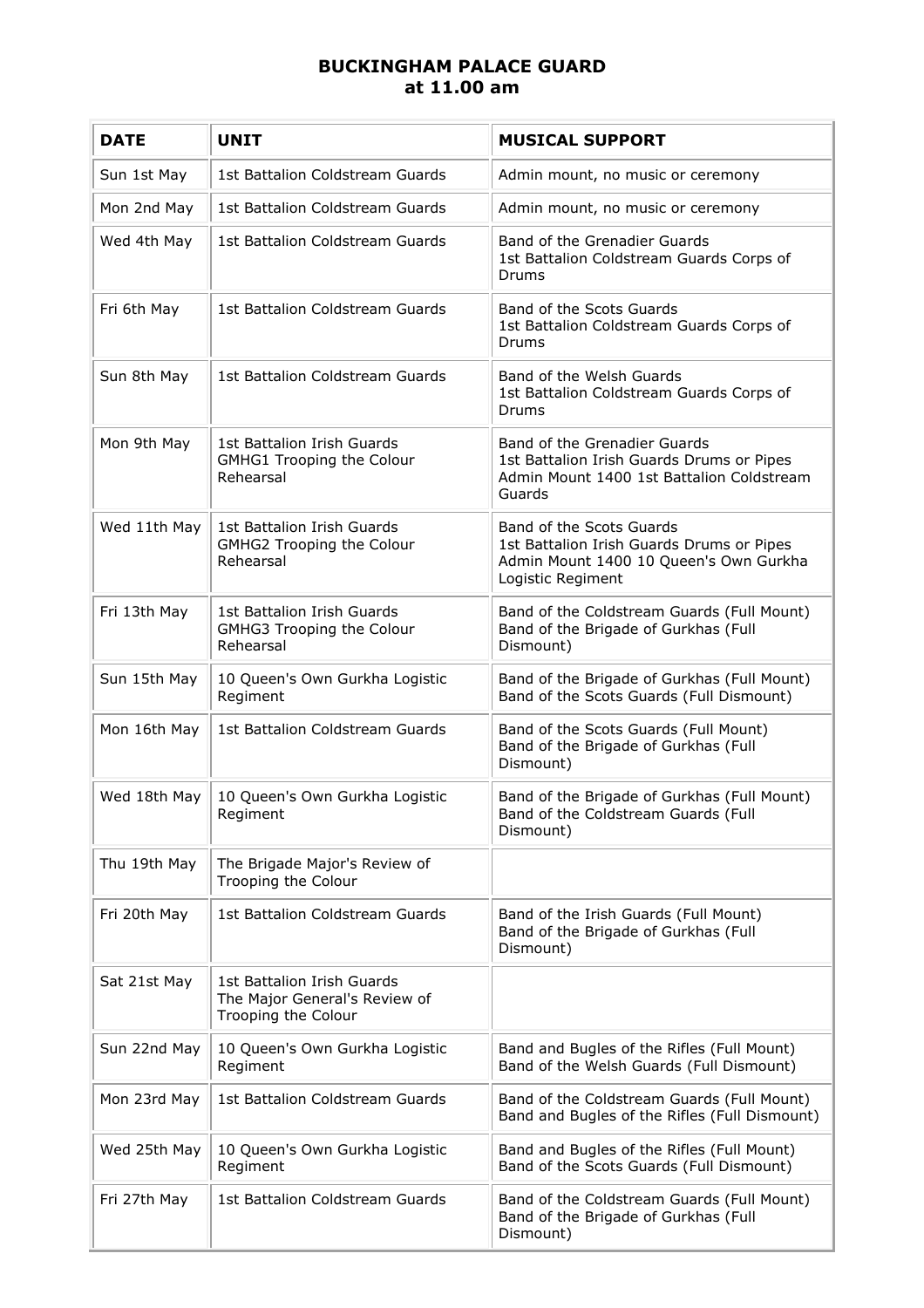# BUCKINGHAM PALACE GUARD at 11.00 am

| DATE | UNIT | MUSICAL SUPPORT |
|---|---|---|
| Sun 1st May | 1st Battalion Coldstream Guards | Admin mount, no music or ceremony |
| Mon 2nd May | 1st Battalion Coldstream Guards | Admin mount, no music or ceremony |
| Wed 4th May | 1st Battalion Coldstream Guards | Band of the Grenadier Guards<br>1st Battalion Coldstream Guards Corps of Drums |
| Fri 6th May | 1st Battalion Coldstream Guards | Band of the Scots Guards<br>1st Battalion Coldstream Guards Corps of Drums |
| Sun 8th May | 1st Battalion Coldstream Guards | Band of the Welsh Guards<br>1st Battalion Coldstream Guards Corps of Drums |
| Mon 9th May | 1st Battalion Irish Guards<br>GMHG1 Trooping the Colour Rehearsal | Band of the Grenadier Guards<br>1st Battalion Irish Guards Drums or Pipes<br>Admin Mount 1400 1st Battalion Coldstream Guards |
| Wed 11th May | 1st Battalion Irish Guards<br>GMHG2 Trooping the Colour Rehearsal | Band of the Scots Guards<br>1st Battalion Irish Guards Drums or Pipes<br>Admin Mount 1400 10 Queen's Own Gurkha Logistic Regiment |
| Fri 13th May | 1st Battalion Irish Guards<br>GMHG3 Trooping the Colour Rehearsal | Band of the Coldstream Guards (Full Mount)<br>Band of the Brigade of Gurkhas (Full Dismount) |
| Sun 15th May | 10 Queen's Own Gurkha Logistic Regiment | Band of the Brigade of Gurkhas (Full Mount)<br>Band of the Scots Guards (Full Dismount) |
| Mon 16th May | 1st Battalion Coldstream Guards | Band of the Scots Guards (Full Mount)<br>Band of the Brigade of Gurkhas (Full Dismount) |
| Wed 18th May | 10 Queen's Own Gurkha Logistic Regiment | Band of the Brigade of Gurkhas (Full Mount)<br>Band of the Coldstream Guards (Full Dismount) |
| Thu 19th May | The Brigade Major's Review of Trooping the Colour | |
| Fri 20th May | 1st Battalion Coldstream Guards | Band of the Irish Guards (Full Mount)<br>Band of the Brigade of Gurkhas (Full Dismount) |
| Sat 21st May | 1st Battalion Irish Guards<br>The Major General's Review of Trooping the Colour | |
| Sun 22nd May | 10 Queen's Own Gurkha Logistic Regiment | Band and Bugles of the Rifles (Full Mount)<br>Band of the Welsh Guards (Full Dismount) |
| Mon 23rd May | 1st Battalion Coldstream Guards | Band of the Coldstream Guards (Full Mount)<br>Band and Bugles of the Rifles (Full Dismount) |
| Wed 25th May | 10 Queen's Own Gurkha Logistic Regiment | Band and Bugles of the Rifles (Full Mount)<br>Band of the Scots Guards (Full Dismount) |
| Fri 27th May | 1st Battalion Coldstream Guards | Band of the Coldstream Guards (Full Mount)<br>Band of the Brigade of Gurkhas (Full Dismount) |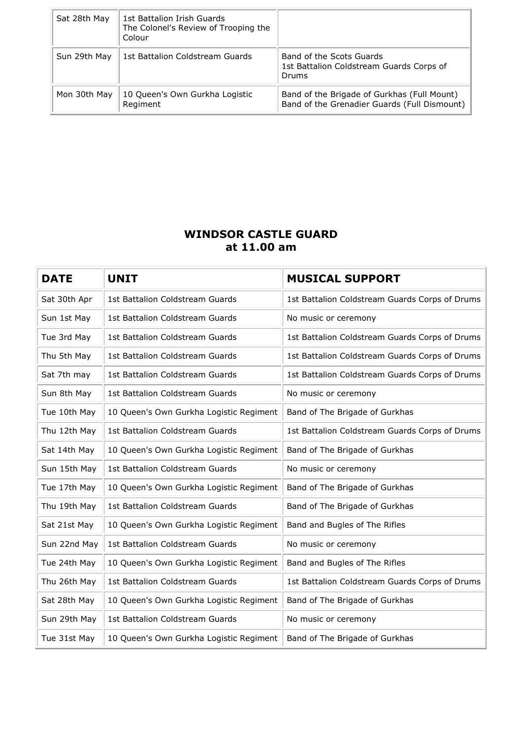| | | |
|---|---|---|
| Sat 28th May | 1st Battalion Irish Guards<br>The Colonel's Review of Trooping the Colour | |
| Sun 29th May | 1st Battalion Coldstream Guards | Band of the Scots Guards<br>1st Battalion Coldstream Guards Corps of Drums |
| Mon 30th May | 10 Queen's Own Gurkha Logistic Regiment | Band of the Brigade of Gurkhas (Full Mount)<br>Band of the Grenadier Guards (Full Dismount) |

## WINDSOR CASTLE GUARD
## at 11.00 am

| DATE | UNIT | MUSICAL SUPPORT |
|---|---|---|
| Sat 30th Apr | 1st Battalion Coldstream Guards | 1st Battalion Coldstream Guards Corps of Drums |
| Sun 1st May | 1st Battalion Coldstream Guards | No music or ceremony |
| Tue 3rd May | 1st Battalion Coldstream Guards | 1st Battalion Coldstream Guards Corps of Drums |
| Thu 5th May | 1st Battalion Coldstream Guards | 1st Battalion Coldstream Guards Corps of Drums |
| Sat 7th may | 1st Battalion Coldstream Guards | 1st Battalion Coldstream Guards Corps of Drums |
| Sun 8th May | 1st Battalion Coldstream Guards | No music or ceremony |
| Tue 10th May | 10 Queen's Own Gurkha Logistic Regiment | Band of The Brigade of Gurkhas |
| Thu 12th May | 1st Battalion Coldstream Guards | 1st Battalion Coldstream Guards Corps of Drums |
| Sat 14th May | 10 Queen's Own Gurkha Logistic Regiment | Band of The Brigade of Gurkhas |
| Sun 15th May | 1st Battalion Coldstream Guards | No music or ceremony |
| Tue 17th May | 10 Queen's Own Gurkha Logistic Regiment | Band of The Brigade of Gurkhas |
| Thu 19th May | 1st Battalion Coldstream Guards | Band of The Brigade of Gurkhas |
| Sat 21st May | 10 Queen's Own Gurkha Logistic Regiment | Band and Bugles of The Rifles |
| Sun 22nd May | 1st Battalion Coldstream Guards | No music or ceremony |
| Tue 24th May | 10 Queen's Own Gurkha Logistic Regiment | Band and Bugles of The Rifles |
| Thu 26th May | 1st Battalion Coldstream Guards | 1st Battalion Coldstream Guards Corps of Drums |
| Sat 28th May | 10 Queen's Own Gurkha Logistic Regiment | Band of The Brigade of Gurkhas |
| Sun 29th May | 1st Battalion Coldstream Guards | No music or ceremony |
| Tue 31st May | 10 Queen's Own Gurkha Logistic Regiment | Band of The Brigade of Gurkhas |